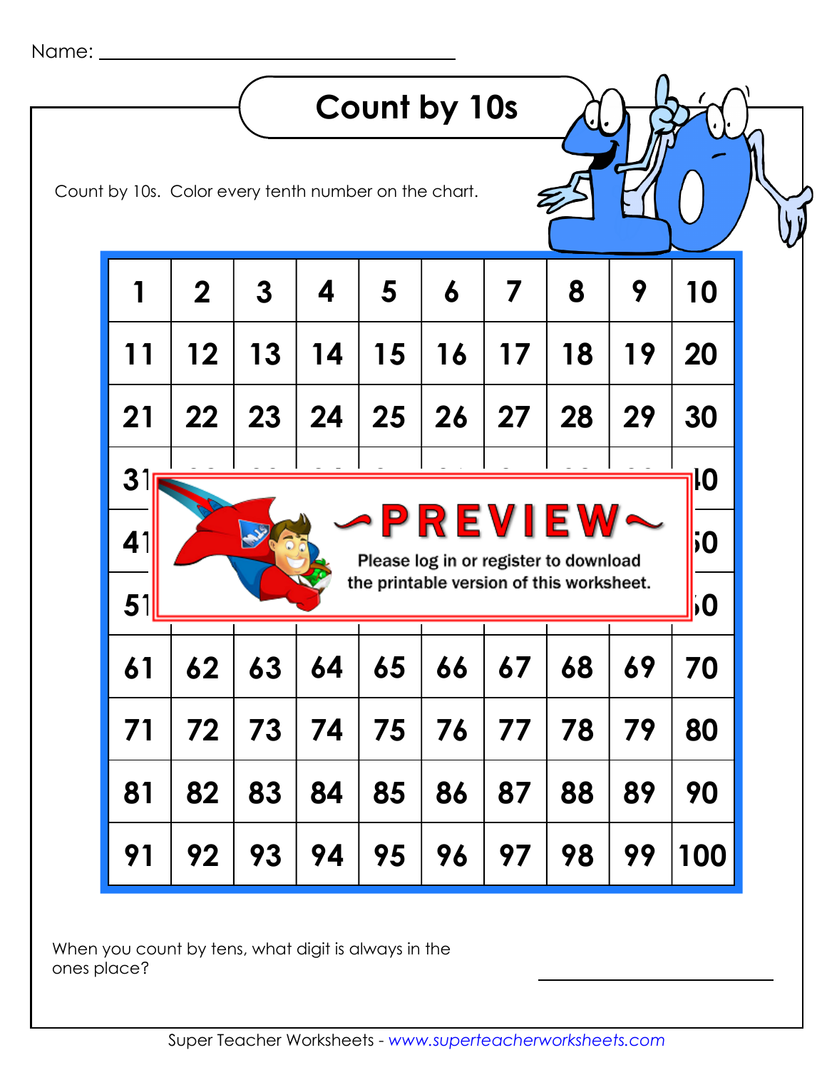Name: ______________________________

# Count by 10s

Count by 10s. Color every tenth number on the chart.

| 1 | 2 | 3 | 4 | 5 | 6 | 7 | 8 | 9 | 10 |
|---|---|---|---|---|---|---|---|---|---|
| 11 | 12 | 13 | 14 | 15 | 16 | 17 | 18 | 19 | 20 |
| 21 | 22 | 23 | 24 | 25 | 26 | 27 | 28 | 29 | 30 |
| 31 | | | | | | | | | 40 |
| 41 | | | | | | | | | 50 |
| 51 | | | | | | | | | 60 |
| 61 | 62 | 63 | 64 | 65 | 66 | 67 | 68 | 69 | 70 |
| 71 | 72 | 73 | 74 | 75 | 76 | 77 | 78 | 79 | 80 |
| 81 | 82 | 83 | 84 | 85 | 86 | 87 | 88 | 89 | 90 |
| 91 | 92 | 93 | 94 | 95 | 96 | 97 | 98 | 99 | 100 |

~PREVIEW~

Please log in or register to download the printable version of this worksheet.

When you count by tens, what digit is always in the ones place? ______________________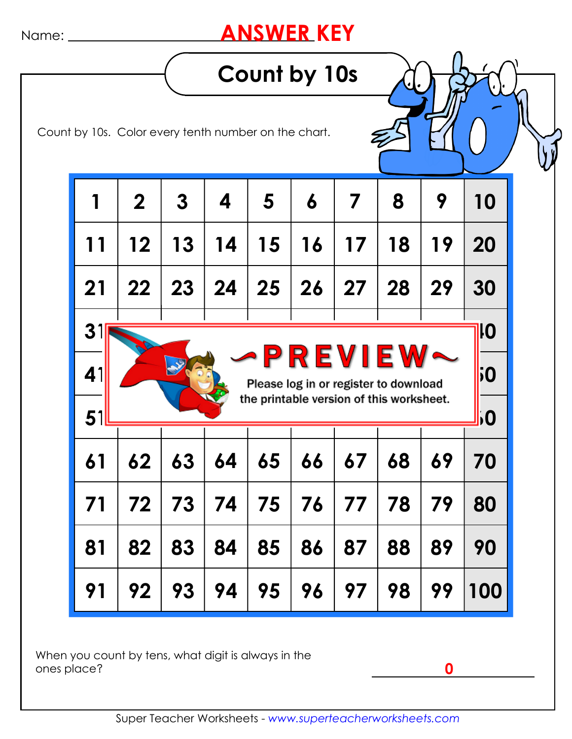Name: **ANSWER KEY**

# Count by 10s

Count by 10s. Color every tenth number on the chart.

| | | | | | | | | | |
|---|---|---|---|---|---|---|---|---|---|
| 1 | 2 | 3 | 4 | 5 | 6 | 7 | 8 | 9 | 10 |
| 11 | 12 | 13 | 14 | 15 | 16 | 17 | 18 | 19 | 20 |
| 21 | 22 | 23 | 24 | 25 | 26 | 27 | 28 | 29 | 30 |
| 31 | | | | | | | | | 40 |
| 41 | | | | | | | | | 50 |
| 51 | | | | | | | | | 60 |
| 61 | 62 | 63 | 64 | 65 | 66 | 67 | 68 | 69 | 70 |
| 71 | 72 | 73 | 74 | 75 | 76 | 77 | 78 | 79 | 80 |
| 81 | 82 | 83 | 84 | 85 | 86 | 87 | 88 | 89 | 90 |
| 91 | 92 | 93 | 94 | 95 | 96 | 97 | 98 | 99 | 100 |

~PREVIEW~

Please log in or register to download the printable version of this worksheet.

When you count by tens, what digit is always in the ones place? **0**

Super Teacher Worksheets - *www.superteacherworksheets.com*